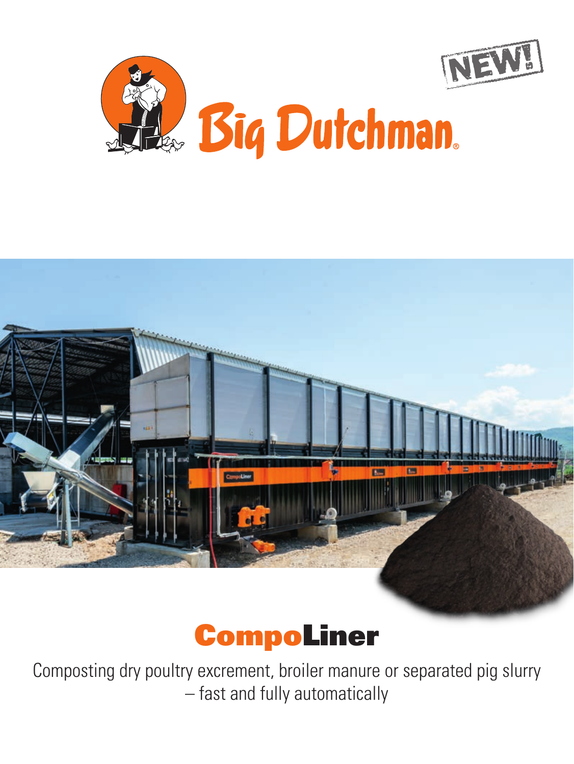NEW!

Big Dutchman

# CompoLiner

Composting dry poultry excrement, broiler manure or separated pig slurry – fast and fully automatically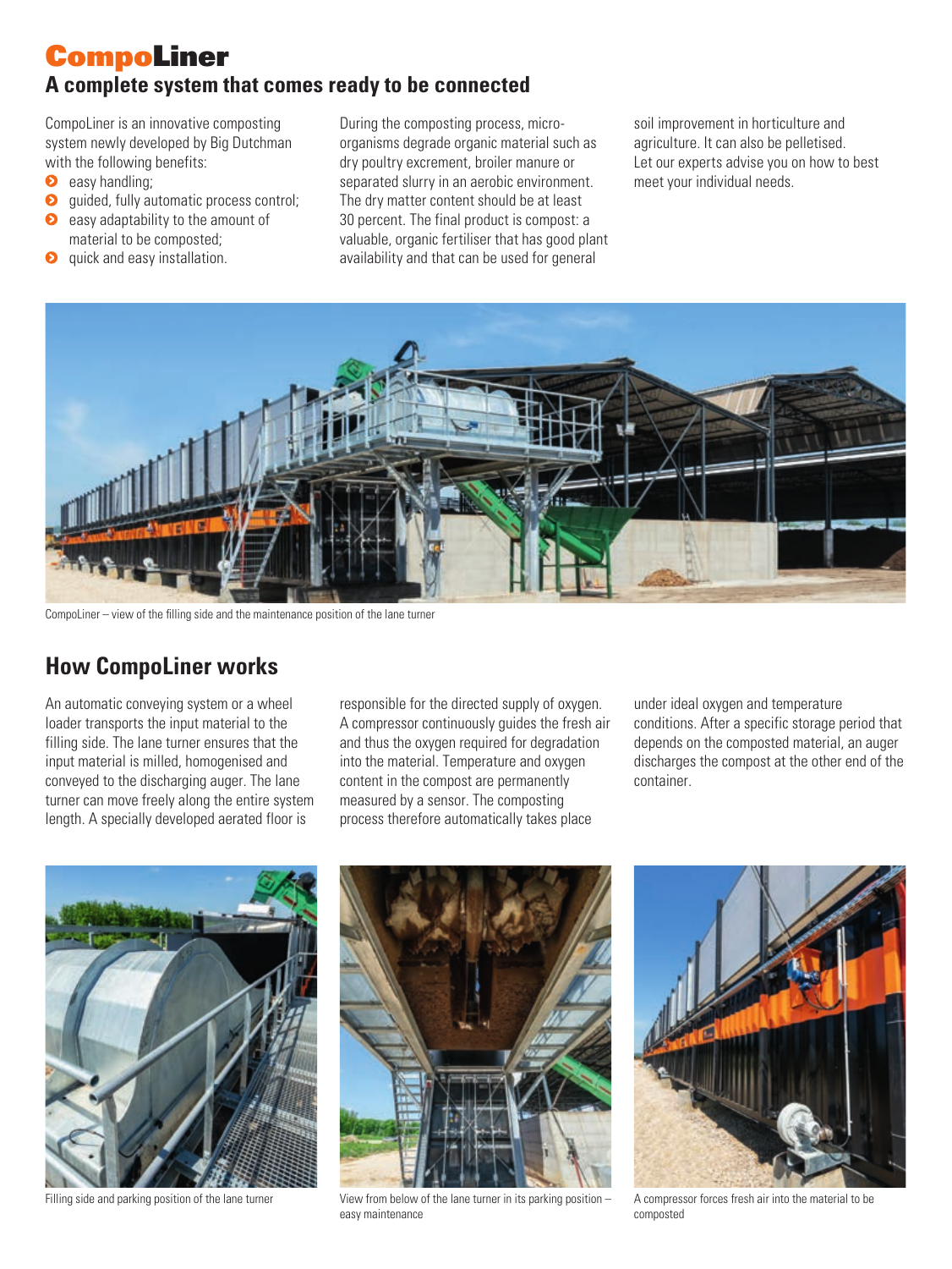# CompoLiner

## A complete system that comes ready to be connected

CompoLiner is an innovative composting system newly developed by Big Dutchman with the following benefits:

- easy handling;
- guided, fully automatic process control;
- easy adaptability to the amount of material to be composted;
- quick and easy installation.

During the composting process, micro-organisms degrade organic material such as dry poultry excrement, broiler manure or separated slurry in an aerobic environment. The dry matter content should be at least 30 percent. The final product is compost: a valuable, organic fertiliser that has good plant availability and that can be used for general soil improvement in horticulture and agriculture. It can also be pelletised. Let our experts advise you on how to best meet your individual needs.

CompoLiner – view of the filling side and the maintenance position of the lane turner

## How CompoLiner works

An automatic conveying system or a wheel loader transports the input material to the filling side. The lane turner ensures that the input material is milled, homogenised and conveyed to the discharging auger. The lane turner can move freely along the entire system length. A specially developed aerated floor is responsible for the directed supply of oxygen. A compressor continuously guides the fresh air and thus the oxygen required for degradation into the material. Temperature and oxygen content in the compost are permanently measured by a sensor. The composting process therefore automatically takes place under ideal oxygen and temperature conditions. After a specific storage period that depends on the composted material, an auger discharges the compost at the other end of the container.

Filling side and parking position of the lane turner

View from below of the lane turner in its parking position – easy maintenance

A compressor forces fresh air into the material to be composted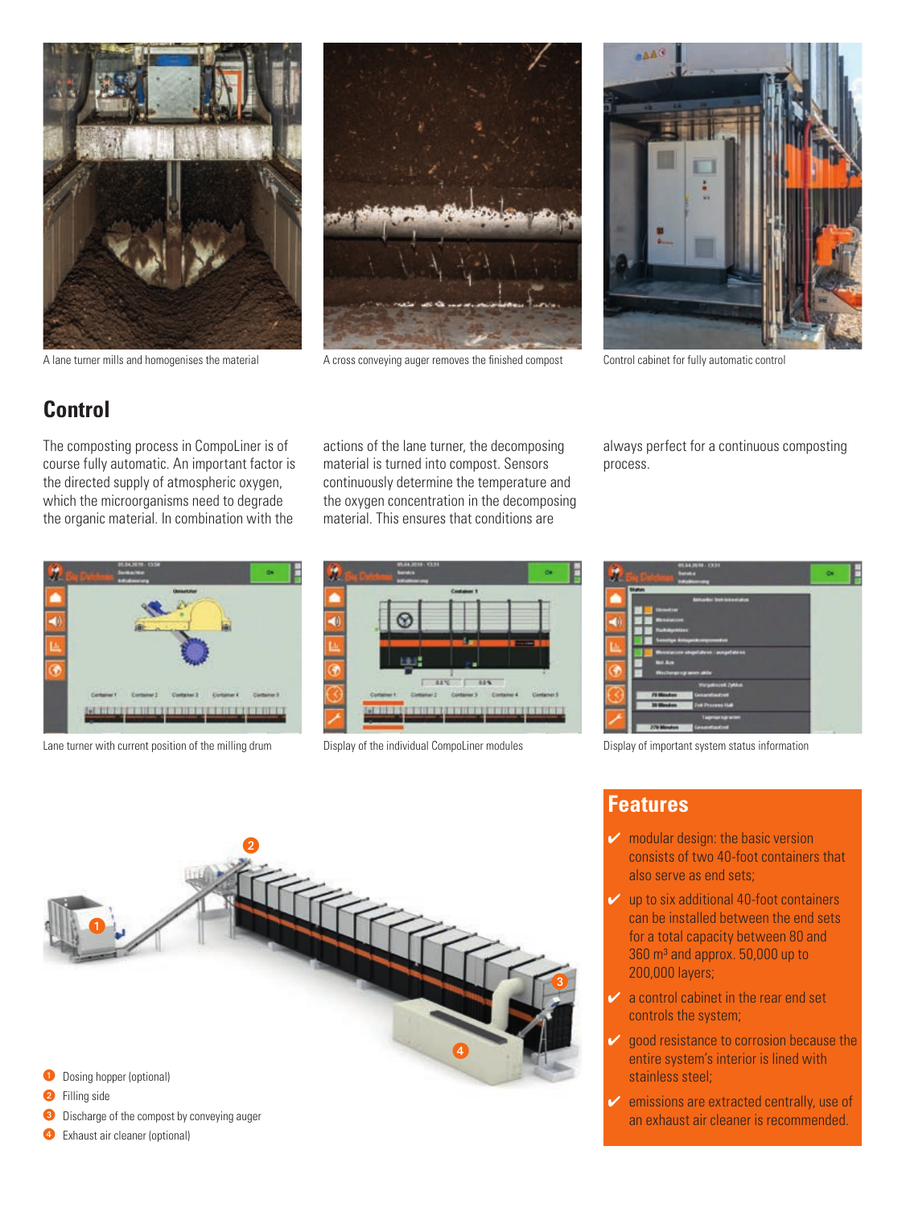A lane turner mills and homogenises the material

A cross conveying auger removes the finished compost

Control cabinet for fully automatic control

## Control

The composting process in CompoLiner is of course fully automatic. An important factor is the directed supply of atmospheric oxygen, which the microorganisms need to degrade the organic material. In combination with the actions of the lane turner, the decomposing material is turned into compost. Sensors continuously determine the temperature and the oxygen concentration in the decomposing material. This ensures that conditions are always perfect for a continuous composting process.

Lane turner with current position of the milling drum

Display of the individual CompoLiner modules

Display of important system status information

1. Dosing hopper (optional)
2. Filling side
3. Discharge of the compost by conveying auger
4. Exhaust air cleaner (optional)

## Features

- ✔ modular design: the basic version consists of two 40-foot containers that also serve as end sets;
- ✔ up to six additional 40-foot containers can be installed between the end sets for a total capacity between 80 and 360 m³ and approx. 50,000 up to 200,000 layers;
- ✔ a control cabinet in the rear end set controls the system;
- ✔ good resistance to corrosion because the entire system's interior is lined with stainless steel;
- ✔ emissions are extracted centrally, use of an exhaust air cleaner is recommended.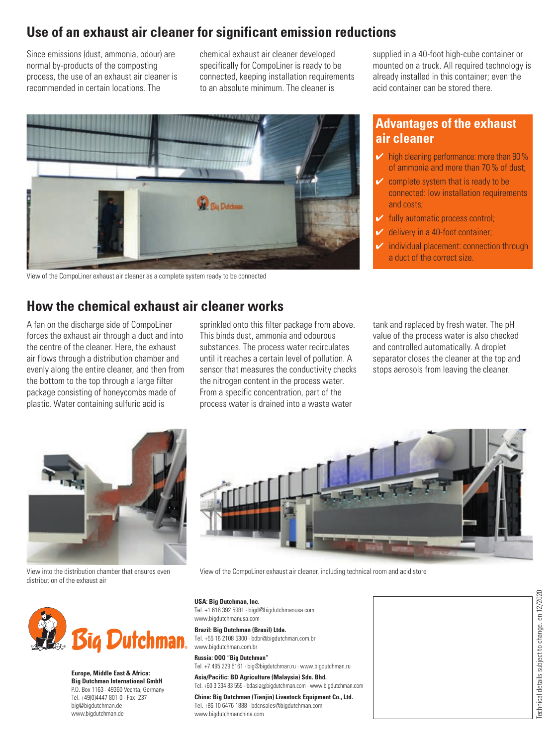## Use of an exhaust air cleaner for significant emission reductions

Since emissions (dust, ammonia, odour) are normal by-products of the composting process, the use of an exhaust air cleaner is recommended in certain locations. The chemical exhaust air cleaner developed specifically for CompoLiner is ready to be connected, keeping installation requirements to an absolute minimum. The cleaner is supplied in a 40-foot high-cube container or mounted on a truck. All required technology is already installed in this container; even the acid container can be stored there.

View of the CompoLiner exhaust air cleaner as a complete system ready to be connected

### Advantages of the exhaust air cleaner

- ✔ high cleaning performance: more than 90 % of ammonia and more than 70 % of dust;
- ✔ complete system that is ready to be connected: low installation requirements and costs;
- ✔ fully automatic process control;
- ✔ delivery in a 40-foot container;
- ✔ individual placement: connection through a duct of the correct size.

## How the chemical exhaust air cleaner works

A fan on the discharge side of CompoLiner forces the exhaust air through a duct and into the centre of the cleaner. Here, the exhaust air flows through a distribution chamber and evenly along the entire cleaner, and then from the bottom to the top through a large filter package consisting of honeycombs made of plastic. Water containing sulfuric acid is sprinkled onto this filter package from above. This binds dust, ammonia and odourous substances. The process water recirculates until it reaches a certain level of pollution. A sensor that measures the conductivity checks the nitrogen content in the process water. From a specific concentration, part of the process water is drained into a waste water tank and replaced by fresh water. The pH value of the process water is also checked and controlled automatically. A droplet separator closes the cleaner at the top and stops aerosols from leaving the cleaner.

View into the distribution chamber that ensures even distribution of the exhaust air

View of the CompoLiner exhaust air cleaner, including technical room and acid store

**Europe, Middle East & Africa:**
**Big Dutchman International GmbH**
P.O. Box 1163 · 49360 Vechta, Germany
Tel. +49(0)4447 801-0 · Fax -237
big@bigdutchman.de
www.bigdutchman.de

**USA: Big Dutchman, Inc.**
Tel. +1 616 392 5981 · bigd@bigdutchmanusa.com
www.bigdutchmanusa.com

**Brazil: Big Dutchman (Brasil) Ltda.**
Tel. +55 16 2108 5300 · bdbr@bigdutchman.com.br
www.bigdutchman.com.br

**Russia: OOO "Big Dutchman"**
Tel. +7 495 229 5161 · big@bigdutchman.ru · www.bigdutchman.ru

**Asia/Pacific: BD Agriculture (Malaysia) Sdn. Bhd.**
Tel. +60 3 334 83 555 · bdasia@bigdutchman.com · www.bigdutchman.com

**China: Big Dutchman (Tianjin) Livestock Equipment Co., Ltd.**
Tel. +86 10 6476 1888 · bdcnsales@bigdutchman.com
www.bigdutchmanchina.com

Technical details subject to change. en 12/2020